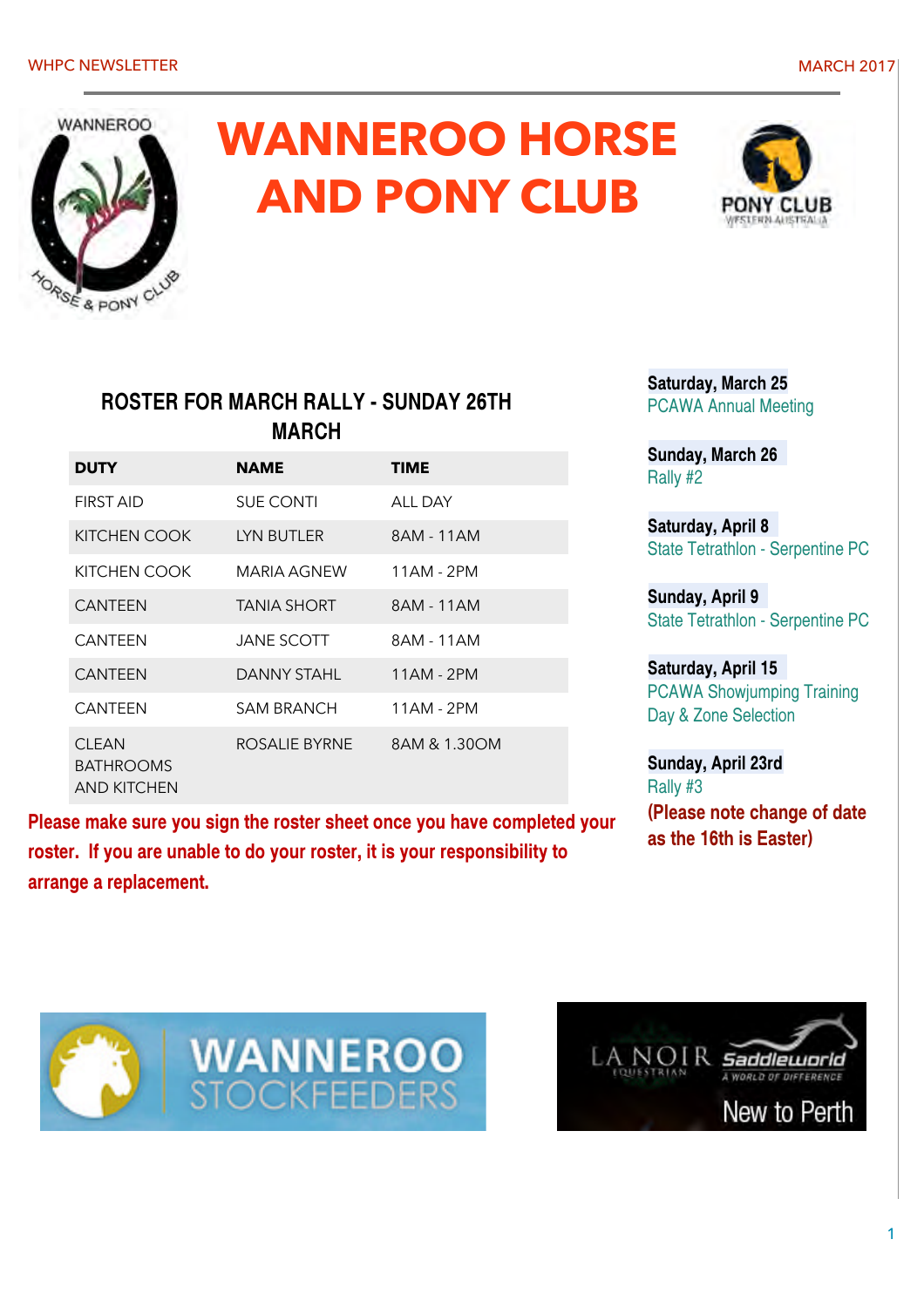# WANNEROO HORSE AND PONY CLUB

## ROSTER FOR MARCH RALLY - SUNDAY 26TH MARCH

| DUTY | NAME | TIME |
|---|---|---|
| FIRST AID | SUE CONTI | ALL DAY |
| KITCHEN COOK | LYN BUTLER | 8AM - 11AM |
| KITCHEN COOK | MARIA AGNEW | 11AM - 2PM |
| CANTEEN | TANIA SHORT | 8AM - 11AM |
| CANTEEN | JANE SCOTT | 8AM - 11AM |
| CANTEEN | DANNY STAHL | 11AM - 2PM |
| CANTEEN | SAM BRANCH | 11AM - 2PM |
| CLEAN BATHROOMS AND KITCHEN | ROSALIE BYRNE | 8AM & 1.30OM |

**Please make sure you sign the roster sheet once you have completed your roster. If you are unable to do your roster, it is your responsibility to arrange a replacement.**

**Saturday, March 25**
PCAWA Annual Meeting

**Sunday, March 26**
Rally #2

**Saturday, April 8**
State Tetrathlon - Serpentine PC

**Sunday, April 9**
State Tetrathlon - Serpentine PC

**Saturday, April 15**
PCAWA Showjumping Training Day & Zone Selection

**Sunday, April 23rd**
Rally #3
**(Please note change of date as the 16th is Easter)**

WANNEROO STOCKFEEDERS

LA NOIR EQUESTRIAN — Saddleworld — A WORLD OF DIFFERENCE — New to Perth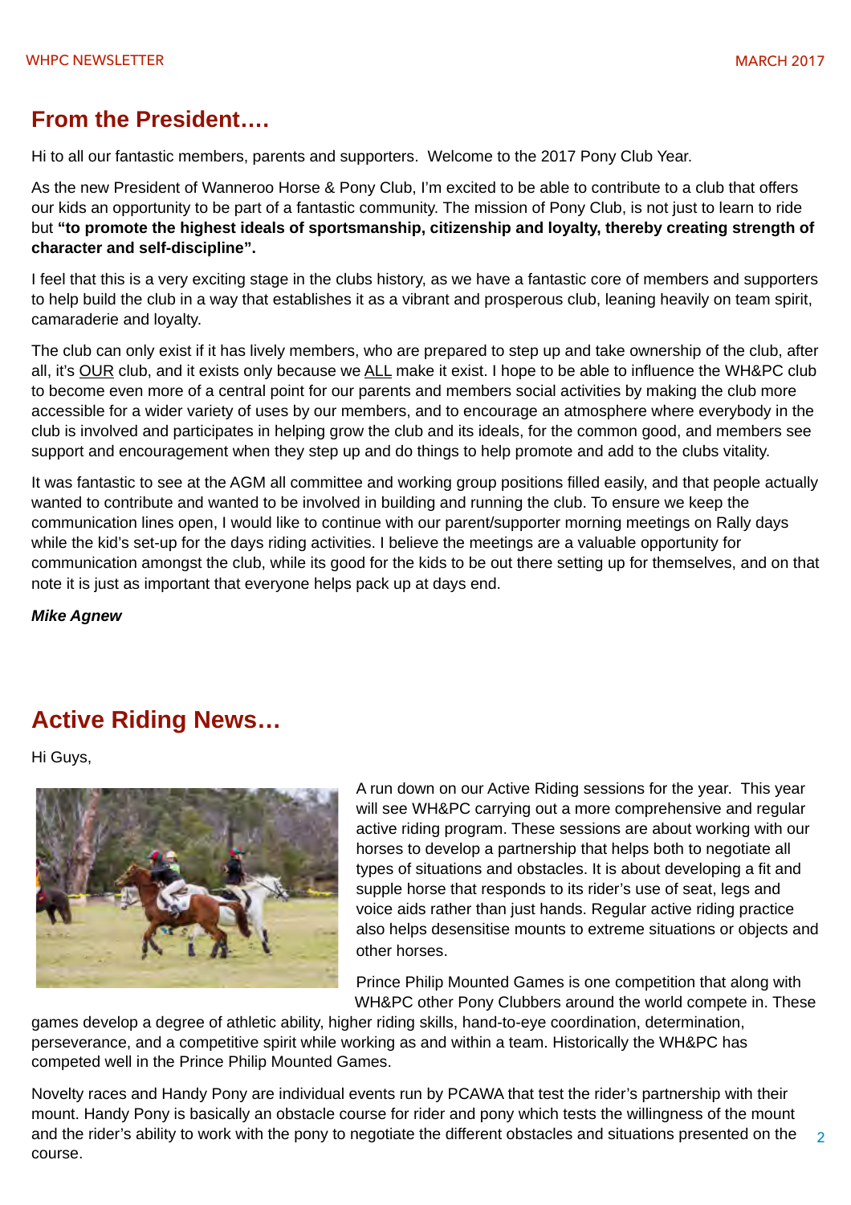## From the President….

Hi to all our fantastic members, parents and supporters.  Welcome to the 2017 Pony Club Year.

As the new President of Wanneroo Horse & Pony Club, I'm excited to be able to contribute to a club that offers our kids an opportunity to be part of a fantastic community. The mission of Pony Club, is not just to learn to ride but **"to promote the highest ideals of sportsmanship, citizenship and loyalty, thereby creating strength of character and self-discipline".**

I feel that this is a very exciting stage in the clubs history, as we have a fantastic core of members and supporters to help build the club in a way that establishes it as a vibrant and prosperous club, leaning heavily on team spirit, camaraderie and loyalty.

The club can only exist if it has lively members, who are prepared to step up and take ownership of the club, after all, it's <u>OUR</u> club, and it exists only because we <u>ALL</u> make it exist. I hope to be able to influence the WH&PC club to become even more of a central point for our parents and members social activities by making the club more accessible for a wider variety of uses by our members, and to encourage an atmosphere where everybody in the club is involved and participates in helping grow the club and its ideals, for the common good, and members see support and encouragement when they step up and do things to help promote and add to the clubs vitality.

It was fantastic to see at the AGM all committee and working group positions filled easily, and that people actually wanted to contribute and wanted to be involved in building and running the club. To ensure we keep the communication lines open, I would like to continue with our parent/supporter morning meetings on Rally days while the kid's set-up for the days riding activities. I believe the meetings are a valuable opportunity for communication amongst the club, while its good for the kids to be out there setting up for themselves, and on that note it is just as important that everyone helps pack up at days end.

***Mike Agnew***

## Active Riding News…

Hi Guys,

A run down on our Active Riding sessions for the year.  This year will see WH&PC carrying out a more comprehensive and regular active riding program. These sessions are about working with our horses to develop a partnership that helps both to negotiate all types of situations and obstacles. It is about developing a fit and supple horse that responds to its rider's use of seat, legs and voice aids rather than just hands. Regular active riding practice also helps desensitise mounts to extreme situations or objects and other horses.

Prince Philip Mounted Games is one competition that along with WH&PC other Pony Clubbers around the world compete in. These games develop a degree of athletic ability, higher riding skills, hand-to-eye coordination, determination, perseverance, and a competitive spirit while working as and within a team. Historically the WH&PC has competed well in the Prince Philip Mounted Games.

Novelty races and Handy Pony are individual events run by PCAWA that test the rider's partnership with their mount. Handy Pony is basically an obstacle course for rider and pony which tests the willingness of the mount and the rider's ability to work with the pony to negotiate the different obstacles and situations presented on the course.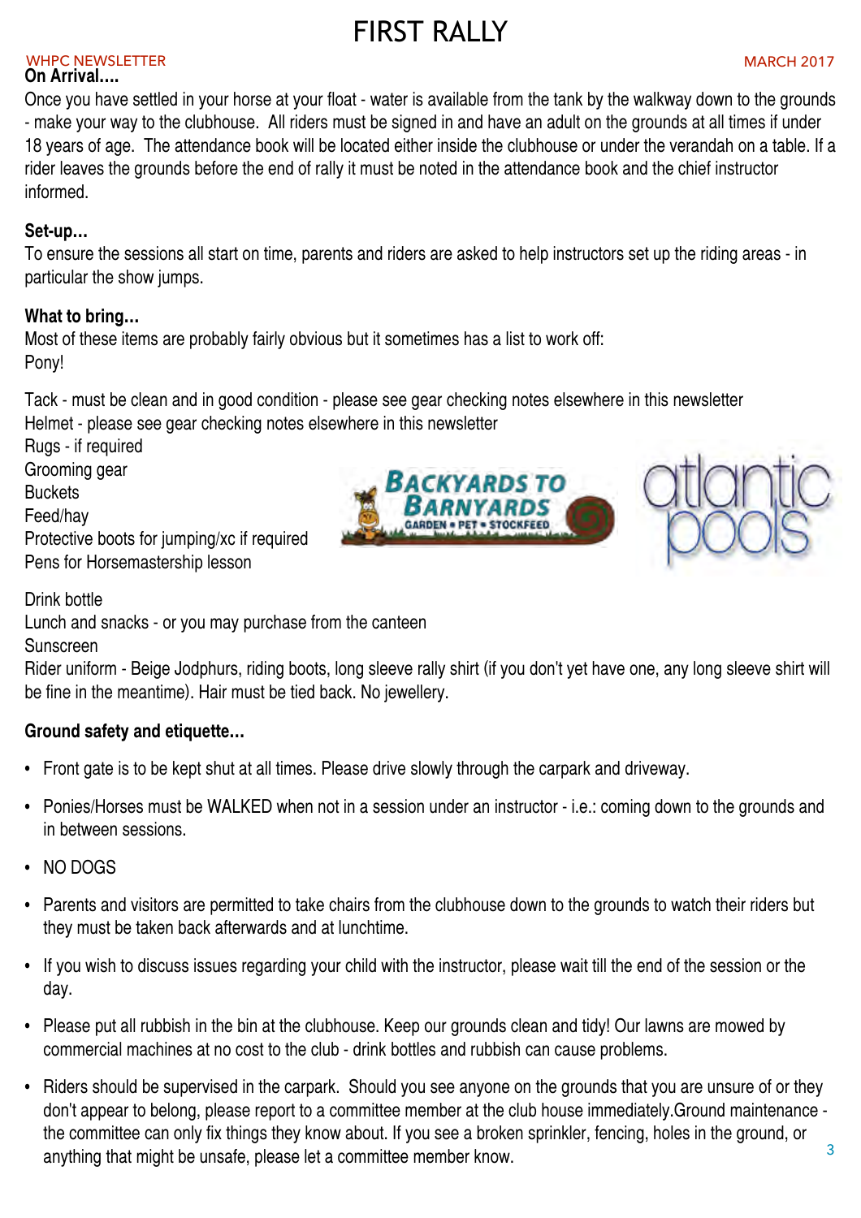# FIRST RALLY

**On Arrival....**

Once you have settled in your horse at your float - water is available from the tank by the walkway down to the grounds - make your way to the clubhouse. All riders must be signed in and have an adult on the grounds at all times if under 18 years of age. The attendance book will be located either inside the clubhouse or under the verandah on a table. If a rider leaves the grounds before the end of rally it must be noted in the attendance book and the chief instructor informed.

**Set-up...**

To ensure the sessions all start on time, parents and riders are asked to help instructors set up the riding areas - in particular the show jumps.

**What to bring...**

Most of these items are probably fairly obvious but it sometimes has a list to work off:
Pony!

Tack - must be clean and in good condition - please see gear checking notes elsewhere in this newsletter
Helmet - please see gear checking notes elsewhere in this newsletter
Rugs - if required
Grooming gear
Buckets
Feed/hay
Protective boots for jumping/xc if required
Pens for Horsemastership lesson

Drink bottle
Lunch and snacks - or you may purchase from the canteen
Sunscreen
Rider uniform - Beige Jodphurs, riding boots, long sleeve rally shirt (if you don't yet have one, any long sleeve shirt will be fine in the meantime). Hair must be tied back. No jewellery.

**Ground safety and etiquette...**

- Front gate is to be kept shut at all times. Please drive slowly through the carpark and driveway.
- Ponies/Horses must be WALKED when not in a session under an instructor - i.e.: coming down to the grounds and in between sessions.
- NO DOGS
- Parents and visitors are permitted to take chairs from the clubhouse down to the grounds to watch their riders but they must be taken back afterwards and at lunchtime.
- If you wish to discuss issues regarding your child with the instructor, please wait till the end of the session or the day.
- Please put all rubbish in the bin at the clubhouse. Keep our grounds clean and tidy! Our lawns are mowed by commercial machines at no cost to the club - drink bottles and rubbish can cause problems.
- Riders should be supervised in the carpark. Should you see anyone on the grounds that you are unsure of or they don't appear to belong, please report to a committee member at the club house immediately.Ground maintenance - the committee can only fix things they know about. If you see a broken sprinkler, fencing, holes in the ground, or anything that might be unsafe, please let a committee member know.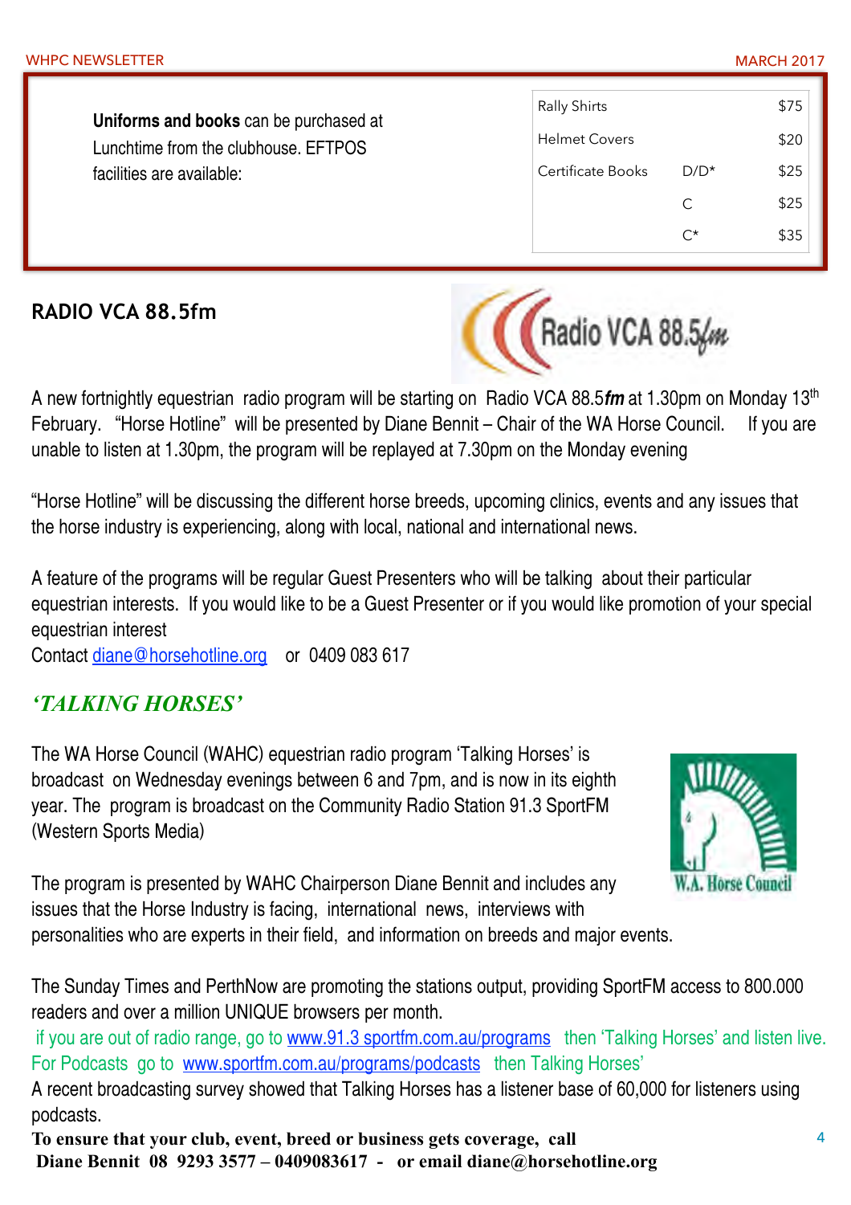**Uniforms and books** can be purchased at Lunchtime from the clubhouse. EFTPOS facilities are available:

| | | |
|---|---|---|
| Rally Shirts | | $75 |
| Helmet Covers | | $20 |
| Certificate Books | D/D* | $25 |
| | C | $25 |
| | C* | $35 |

## RADIO VCA 88.5fm

A new fortnightly equestrian radio program will be starting on Radio VCA 88.5***fm*** at 1.30pm on Monday 13th February. "Horse Hotline" will be presented by Diane Bennit – Chair of the WA Horse Council. If you are unable to listen at 1.30pm, the program will be replayed at 7.30pm on the Monday evening

"Horse Hotline" will be discussing the different horse breeds, upcoming clinics, events and any issues that the horse industry is experiencing, along with local, national and international news.

A feature of the programs will be regular Guest Presenters who will be talking about their particular equestrian interests. If you would like to be a Guest Presenter or if you would like promotion of your special equestrian interest

Contact diane@horsehotline.org or 0409 083 617

## *'TALKING HORSES'*

The WA Horse Council (WAHC) equestrian radio program 'Talking Horses' is broadcast on Wednesday evenings between 6 and 7pm, and is now in its eighth year. The program is broadcast on the Community Radio Station 91.3 SportFM (Western Sports Media)

The program is presented by WAHC Chairperson Diane Bennit and includes any issues that the Horse Industry is facing, international news, interviews with personalities who are experts in their field, and information on breeds and major events.

The Sunday Times and PerthNow are promoting the stations output, providing SportFM access to 800.000 readers and over a million UNIQUE browsers per month.

if you are out of radio range, go to www.91.3 sportfm.com.au/programs then 'Talking Horses' and listen live.
For Podcasts go to www.sportfm.com.au/programs/podcasts then Talking Horses'

A recent broadcasting survey showed that Talking Horses has a listener base of 60,000 for listeners using podcasts.

**To ensure that your club, event, breed or business gets coverage, call**
**Diane Bennit 08 9293 3577 – 0409083617 - or email diane@horsehotline.org**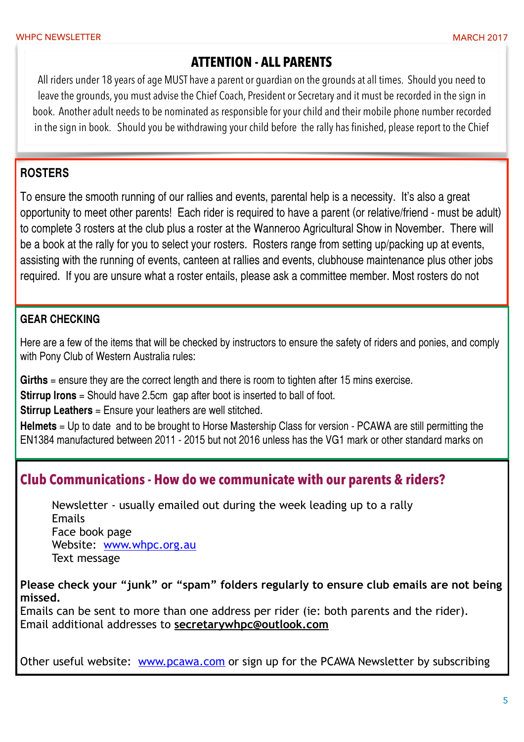## ATTENTION - ALL PARENTS

All riders under 18 years of age MUST have a parent or guardian on the grounds at all times. Should you need to leave the grounds, you must advise the Chief Coach, President or Secretary and it must be recorded in the sign in book. Another adult needs to be nominated as responsible for your child and their mobile phone number recorded in the sign in book. Should you be withdrawing your child before the rally has finished, please report to the Chief

### ROSTERS

To ensure the smooth running of our rallies and events, parental help is a necessity. It's also a great opportunity to meet other parents! Each rider is required to have a parent (or relative/friend - must be adult) to complete 3 rosters at the club plus a roster at the Wanneroo Agricultural Show in November. There will be a book at the rally for you to select your rosters. Rosters range from setting up/packing up at events, assisting with the running of events, canteen at rallies and events, clubhouse maintenance plus other jobs required. If you are unsure what a roster entails, please ask a committee member. Most rosters do not

### GEAR CHECKING

Here are a few of the items that will be checked by instructors to ensure the safety of riders and ponies, and comply with Pony Club of Western Australia rules:

**Girths** = ensure they are the correct length and there is room to tighten after 15 mins exercise.
**Stirrup Irons** = Should have 2.5cm gap after boot is inserted to ball of foot.
**Stirrup Leathers** = Ensure your leathers are well stitched.
**Helmets** = Up to date and to be brought to Horse Mastership Class for version - PCAWA are still permitting the EN1384 manufactured between 2011 - 2015 but not 2016 unless has the VG1 mark or other standard marks on

## Club Communications - How do we communicate with our parents & riders?

Newsletter - usually emailed out during the week leading up to a rally
Emails
Face book page
Website: www.whpc.org.au
Text message

**Please check your "junk" or "spam" folders regularly to ensure club emails are not being missed.**
Emails can be sent to more than one address per rider (ie: both parents and the rider).
Email additional addresses to **secretarywhpc@outlook.com**

Other useful website: www.pcawa.com or sign up for the PCAWA Newsletter by subscribing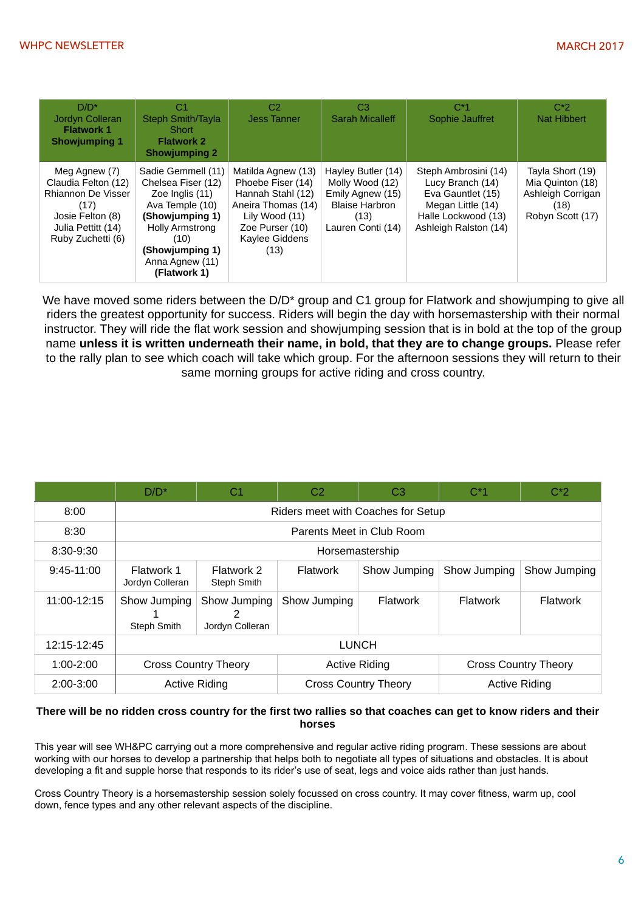| D/D* Jordyn Colleran **Flatwork 1** **Showjumping 1** | C1 Steph Smith/Tayla Short **Flatwork 2** **Showjumping 2** | C2 Jess Tanner | C3 Sarah Micalleff | C*1 Sophie Jauffret | C*2 Nat Hibbert |
|---|---|---|---|---|---|
| Meg Agnew (7) Claudia Felton (12) Rhiannon De Visser (17) Josie Felton (8) Julia Pettitt (14) Ruby Zuchetti (6) | Sadie Gemmell (11) Chelsea Fiser (12) Zoe Inglis (11) Ava Temple (10) **(Showjumping 1)** Holly Armstrong (10) **(Showjumping 1)** Anna Agnew (11) **(Flatwork 1)** | Matilda Agnew (13) Phoebe Fiser (14) Hannah Stahl (12) Aneira Thomas (14) Lily Wood (11) Zoe Purser (10) Kaylee Giddens (13) | Hayley Butler (14) Molly Wood (12) Emily Agnew (15) Blaise Harbron (13) Lauren Conti (14) | Steph Ambrosini (14) Lucy Branch (14) Eva Gauntlet (15) Megan Little (14) Halle Lockwood (13) Ashleigh Ralston (14) | Tayla Short (19) Mia Quinton (18) Ashleigh Corrigan (18) Robyn Scott (17) |

We have moved some riders between the D/D* group and C1 group for Flatwork and showjumping to give all riders the greatest opportunity for success. Riders will begin the day with horsemastership with their normal instructor. They will ride the flat work session and showjumping session that is in bold at the top of the group name **unless it is written underneath their name, in bold, that they are to change groups.** Please refer to the rally plan to see which coach will take which group. For the afternoon sessions they will return to their same morning groups for active riding and cross country.

| | D/D* | C1 | C2 | C3 | C*1 | C*2 |
|---|---|---|---|---|---|---|
| 8:00 | Riders meet with Coaches for Setup | | | | | |
| 8:30 | Parents Meet in Club Room | | | | | |
| 8:30-9:30 | Horsemastership | | | | | |
| 9:45-11:00 | Flatwork 1 Jordyn Colleran | Flatwork 2 Steph Smith | Flatwork | Show Jumping | Show Jumping | Show Jumping |
| 11:00-12:15 | Show Jumping 1 Steph Smith | Show Jumping 2 Jordyn Colleran | Show Jumping | Flatwork | Flatwork | Flatwork |
| 12:15-12:45 | LUNCH | | | | | |
| 1:00-2:00 | Cross Country Theory | | Active Riding | | Cross Country Theory | |
| 2:00-3:00 | Active Riding | | Cross Country Theory | | Active Riding | |

**There will be no ridden cross country for the first two rallies so that coaches can get to know riders and their horses**

This year will see WH&PC carrying out a more comprehensive and regular active riding program. These sessions are about working with our horses to develop a partnership that helps both to negotiate all types of situations and obstacles. It is about developing a fit and supple horse that responds to its rider's use of seat, legs and voice aids rather than just hands.

Cross Country Theory is a horsemastership session solely focussed on cross country. It may cover fitness, warm up, cool down, fence types and any other relevant aspects of the discipline.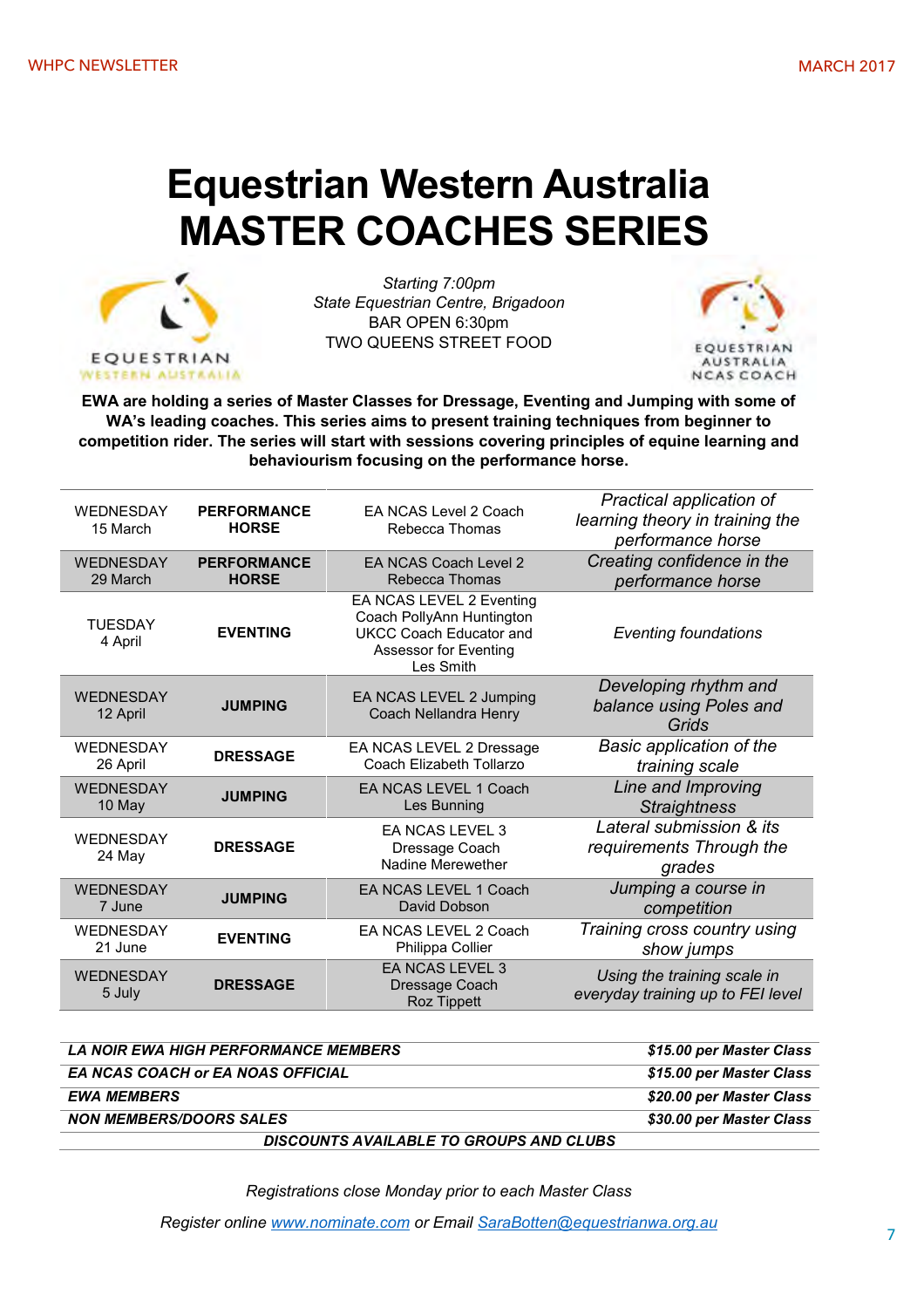# Equestrian Western Australia MASTER COACHES SERIES

EQUESTRIAN WESTERN AUSTRALIA

*Starting 7:00pm*
*State Equestrian Centre, Brigadoon*
BAR OPEN 6:30pm
TWO QUEENS STREET FOOD

EQUESTRIAN AUSTRALIA NCAS COACH

**EWA are holding a series of Master Classes for Dressage, Eventing and Jumping with some of WA's leading coaches. This series aims to present training techniques from beginner to competition rider. The series will start with sessions covering principles of equine learning and behaviourism focusing on the performance horse.**

| Date | Discipline | Coach | Topic |
|---|---|---|---|
| WEDNESDAY 15 March | **PERFORMANCE HORSE** | EA NCAS Level 2 Coach Rebecca Thomas | *Practical application of learning theory in training the performance horse* |
| WEDNESDAY 29 March | **PERFORMANCE HORSE** | EA NCAS Coach Level 2 Rebecca Thomas | *Creating confidence in the performance horse* |
| TUESDAY 4 April | **EVENTING** | EA NCAS LEVEL 2 Eventing Coach PollyAnn Huntington UKCC Coach Educator and Assessor for Eventing Les Smith | *Eventing foundations* |
| WEDNESDAY 12 April | **JUMPING** | EA NCAS LEVEL 2 Jumping Coach Nellandra Henry | *Developing rhythm and balance using Poles and Grids* |
| WEDNESDAY 26 April | **DRESSAGE** | EA NCAS LEVEL 2 Dressage Coach Elizabeth Tollarzo | *Basic application of the training scale* |
| WEDNESDAY 10 May | **JUMPING** | EA NCAS LEVEL 1 Coach Les Bunning | *Line and Improving Straightness* |
| WEDNESDAY 24 May | **DRESSAGE** | EA NCAS LEVEL 3 Dressage Coach Nadine Merewether | *Lateral submission & its requirements Through the grades* |
| WEDNESDAY 7 June | **JUMPING** | EA NCAS LEVEL 1 Coach David Dobson | *Jumping a course in competition* |
| WEDNESDAY 21 June | **EVENTING** | EA NCAS LEVEL 2 Coach Philippa Collier | *Training cross country using show jumps* |
| WEDNESDAY 5 July | **DRESSAGE** | EA NCAS LEVEL 3 Dressage Coach Roz Tippett | *Using the training scale in everyday training up to FEI level* |

| Membership | Price |
|---|---|
| ***LA NOIR EWA HIGH PERFORMANCE MEMBERS*** | ***$15.00 per Master Class*** |
| ***EA NCAS COACH or EA NOAS OFFICIAL*** | ***$15.00 per Master Class*** |
| ***EWA MEMBERS*** | ***$20.00 per Master Class*** |
| ***NON MEMBERS/DOORS SALES*** | ***$30.00 per Master Class*** |

***DISCOUNTS AVAILABLE TO GROUPS AND CLUBS***

*Registrations close Monday prior to each Master Class*

*Register online www.nominate.com or Email SaraBotten@equestrianwa.org.au*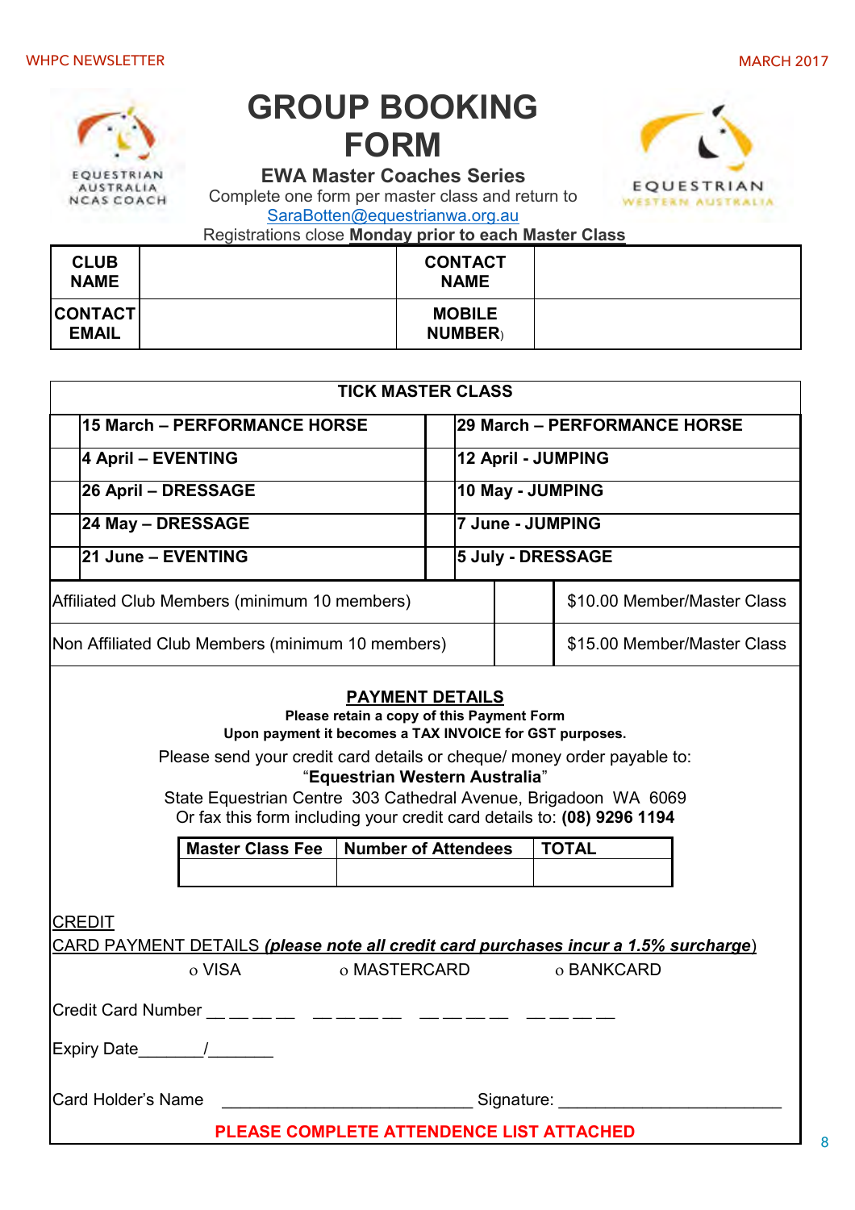# GROUP BOOKING FORM

## EWA Master Coaches Series

Complete one form per master class and return to
SaraBotten@equestrianwa.org.au

Registrations close **Monday prior to each Master Class**

| | | | |
|---|---|---|---|
| **CLUB NAME** | | **CONTACT NAME** | |
| **CONTACT EMAIL** | | **MOBILE NUMBER)** | |

| **TICK MASTER CLASS** | | | |
|---|---|---|---|
| | **15 March – PERFORMANCE HORSE** | | **29 March – PERFORMANCE HORSE** |
| | **4 April – EVENTING** | | **12 April - JUMPING** |
| | **26 April – DRESSAGE** | | **10 May - JUMPING** |
| | **24 May – DRESSAGE** | | **7 June - JUMPING** |
| | **21 June – EVENTING** | | **5 July - DRESSAGE** |

| | | |
|---|---|---|
| Affiliated Club Members (minimum 10 members) | | $10.00 Member/Master Class |
| Non Affiliated Club Members (minimum 10 members) | | $15.00 Member/Master Class |

**PAYMENT DETAILS**

**Please retain a copy of this Payment Form**
**Upon payment it becomes a TAX INVOICE for GST purposes.**

Please send your credit card details or cheque/ money order payable to:
"**Equestrian Western Australia**"
State Equestrian Centre 303 Cathedral Avenue, Brigadoon WA 6069
Or fax this form including your credit card details to: **(08) 9296 1194**

| Master Class Fee | Number of Attendees | TOTAL |
|---|---|---|
| | | |

CREDIT
CARD PAYMENT DETAILS ***(please note all credit card purchases incur a 1.5% surcharge***)

o VISA o MASTERCARD o BANKCARD

Credit Card Number __ __ __ __ __ __ __ __ __ __ __ __ __ __ __ __

Expiry Date_______/_______

Card Holder's Name __________________________ Signature: _______________________

**PLEASE COMPLETE ATTENDENCE LIST ATTACHED**